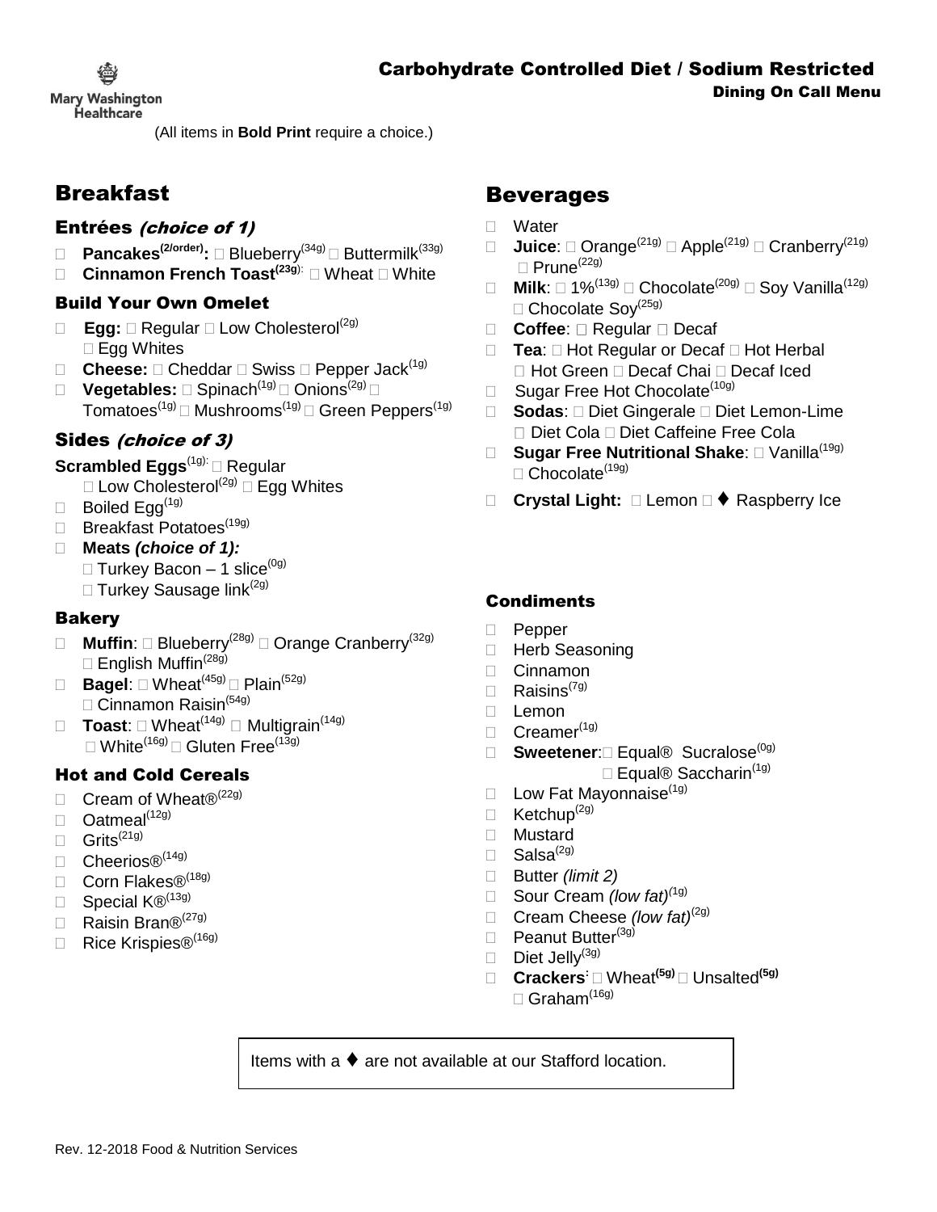Mary Washington Healthcare

# Carbohydrate Controlled Diet / Sodium Restricted

## Dining On Call Menu

(All items in **Bold Print** require a choice.)

## Breakfast

### Entrées *(choice of 1)*

- **Pancakes(2/order):** ☐ Blueberry(34g) ☐ Buttermilk(33g)
- **Cinnamon French Toast(23g):** ☐ Wheat ☐ White

### Build Your Own Omelet

- **Egg:** ☐ Regular ☐ Low Cholesterol(2g) ☐ Egg Whites
- **Cheese:** ☐ Cheddar ☐ Swiss ☐ Pepper Jack(1g)
- **Vegetables:** ☐ Spinach(1g) ☐ Onions(2g) ☐ Tomatoes(1g) ☐ Mushrooms(1g) ☐ Green Peppers(1g)

### Sides *(choice of 3)*

**Scrambled Eggs**(1g): ☐ Regular ☐ Low Cholesterol(2g) ☐ Egg Whites

- Boiled Egg(1g)
- Breakfast Potatoes(19g)
- **Meats *(choice of 1):***
  - ☐ Turkey Bacon – 1 slice(0g)
  - ☐ Turkey Sausage link(2g)

### Bakery

- **Muffin**: ☐ Blueberry(28g) ☐ Orange Cranberry(32g) ☐ English Muffin(28g)
- **Bagel**: ☐ Wheat(45g) ☐ Plain(52g) ☐ Cinnamon Raisin(54g)
- **Toast**: ☐ Wheat(14g) ☐ Multigrain(14g) ☐ White(16g) ☐ Gluten Free(13g)

### Hot and Cold Cereals

- Cream of Wheat®(22g)
- Oatmeal(12g)
- Grits(21g)
- Cheerios®(14g)
- Corn Flakes®(18g)
- Special K®(13g)
- Raisin Bran®(27g)
- Rice Krispies®(16g)

## Beverages

- Water
- **Juice**: ☐ Orange(21g) ☐ Apple(21g) ☐ Cranberry(21g) ☐ Prune(22g)
- **Milk**: ☐ 1%(13g) ☐ Chocolate(20g) ☐ Soy Vanilla(12g) ☐ Chocolate Soy(25g)
- **Coffee**: ☐ Regular ☐ Decaf
- **Tea**: ☐ Hot Regular or Decaf ☐ Hot Herbal ☐ Hot Green ☐ Decaf Chai ☐ Decaf Iced
- Sugar Free Hot Chocolate(10g)
- **Sodas**: ☐ Diet Gingerale ☐ Diet Lemon-Lime ☐ Diet Cola ☐ Diet Caffeine Free Cola
- **Sugar Free Nutritional Shake**: ☐ Vanilla(19g) ☐ Chocolate(19g)
- **Crystal Light:** ☐ Lemon ☐ ♦ Raspberry Ice

### Condiments

- Pepper
- Herb Seasoning
- Cinnamon
- Raisins(7g)
- Lemon
- Creamer(1g)
- **Sweetener**: ☐ Equal® Sucralose(0g) ☐ Equal® Saccharin(1g)
- Low Fat Mayonnaise(1g)
- Ketchup(2g)
- Mustard
- Salsa(2g)
- Butter *(limit 2)*
- Sour Cream *(low fat)*(1g)
- Cream Cheese *(low fat)*(2g)
- Peanut Butter(3g)
- Diet Jelly(3g)
- **Crackers**: ☐ Wheat**(5g)** ☐ Unsalted**(5g)** ☐ Graham(16g)

Items with a ♦ are not available at our Stafford location.

Rev. 12-2018 Food & Nutrition Services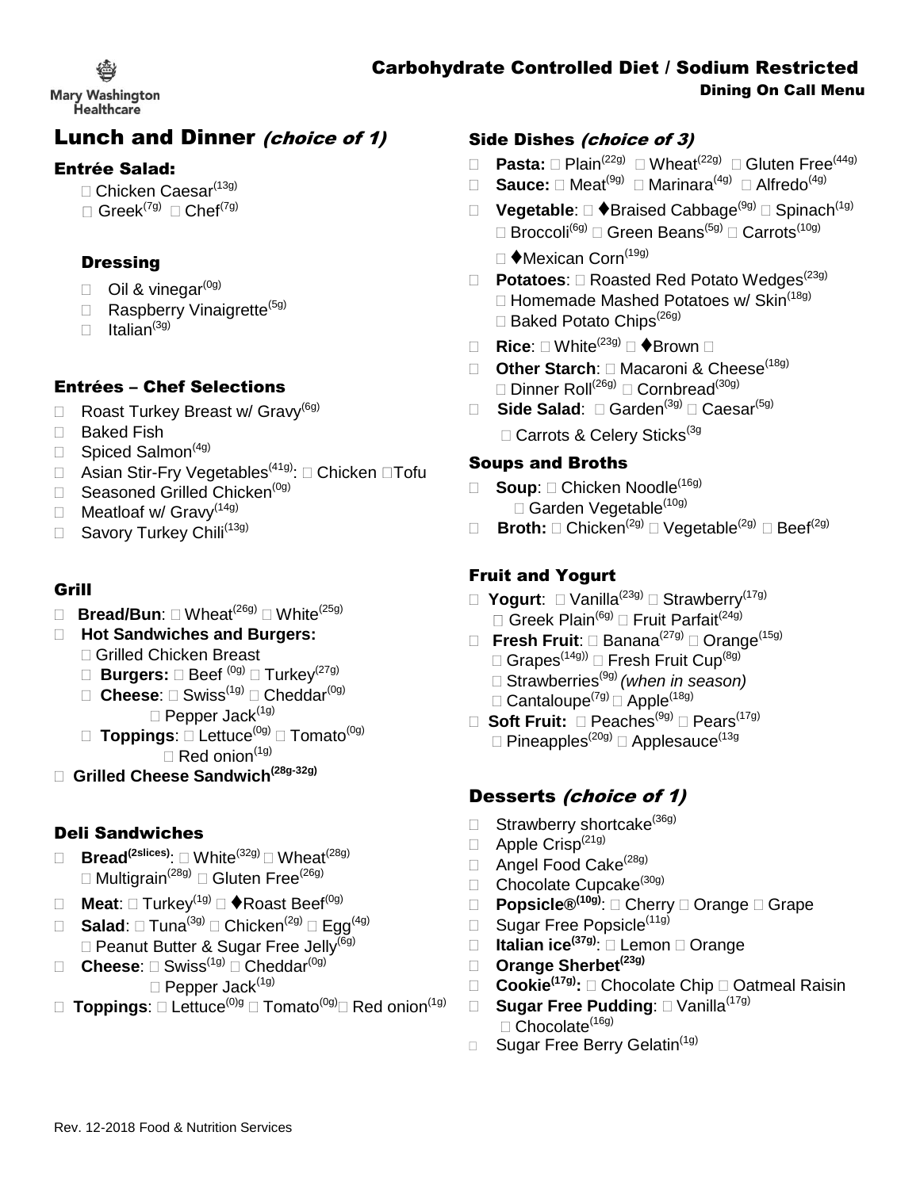Mary Washington Healthcare

# Carbohydrate Controlled Diet / Sodium Restricted

## Dining On Call Menu

## Lunch and Dinner *(choice of 1)*

### Entrée Salad:

- ☐ Chicken Caesar(13g)
- ☐ Greek(7g) ☐ Chef(7g)

### Dressing

- ☐ Oil & vinegar(0g)
- ☐ Raspberry Vinaigrette(5g)
- ☐ Italian(3g)

### Entrées – Chef Selections

- ☐ Roast Turkey Breast w/ Gravy(6g)
- ☐ Baked Fish
- ☐ Spiced Salmon(4g)
- ☐ Asian Stir-Fry Vegetables(41g): ☐ Chicken ☐Tofu
- ☐ Seasoned Grilled Chicken(0g)
- ☐ Meatloaf w/ Gravy(14g)
- ☐ Savory Turkey Chili(13g)

### Grill

- ☐ **Bread/Bun**: ☐ Wheat(26g) ☐ White(25g)
- ☐ **Hot Sandwiches and Burgers:**
  - ☐ Grilled Chicken Breast
  - ☐ **Burgers:** ☐ Beef (0g) ☐ Turkey(27g)
  - ☐ **Cheese**: ☐ Swiss(1g) ☐ Cheddar(0g) ☐ Pepper Jack(1g)
  - ☐ **Toppings**: ☐ Lettuce(0g) ☐ Tomato(0g) ☐ Red onion(1g)
- ☐ **Grilled Cheese Sandwich(28g-32g)**

### Deli Sandwiches

- ☐ **Bread(2slices)**: ☐ White(32g) ☐ Wheat(28g) ☐ Multigrain(28g) ☐ Gluten Free(26g)
- ☐ **Meat**: ☐ Turkey(1g) ☐ ♦Roast Beef(0g)
- ☐ **Salad**: ☐ Tuna(3g) ☐ Chicken(2g) ☐ Egg(4g) ☐ Peanut Butter & Sugar Free Jelly(6g)
- ☐ **Cheese**: ☐ Swiss(1g) ☐ Cheddar(0g) ☐ Pepper Jack(1g)
- ☐ **Toppings**: ☐ Lettuce(0)g ☐ Tomato(0g) ☐ Red onion(1g)

### Side Dishes *(choice of 3)*

- ☐ **Pasta:** ☐ Plain(22g) ☐ Wheat(22g) ☐ Gluten Free(44g)
- ☐ **Sauce:** ☐ Meat(9g) ☐ Marinara(4g) ☐ Alfredo(4g)
- ☐ **Vegetable**: ☐ ♦Braised Cabbage(9g) ☐ Spinach(1g) ☐ Broccoli(6g) ☐ Green Beans(5g) ☐ Carrots(10g) ☐ ♦Mexican Corn(19g)
- ☐ **Potatoes**: ☐ Roasted Red Potato Wedges(23g) ☐ Homemade Mashed Potatoes w/ Skin(18g) ☐ Baked Potato Chips(26g)
- ☐ **Rice**: ☐ White(23g) ☐ ♦Brown ☐
- ☐ **Other Starch**: ☐ Macaroni & Cheese(18g) ☐ Dinner Roll(26g) ☐ Cornbread(30g)
- ☐ **Side Salad**: ☐ Garden(3g) ☐ Caesar(5g) ☐ Carrots & Celery Sticks(3g

### Soups and Broths

- ☐ **Soup**: ☐ Chicken Noodle(16g) ☐ Garden Vegetable(10g)
- ☐ **Broth:** ☐ Chicken(2g) ☐ Vegetable(2g) ☐ Beef(2g)

### Fruit and Yogurt

- ☐ **Yogurt**: ☐ Vanilla(23g) ☐ Strawberry(17g) ☐ Greek Plain(6g) ☐ Fruit Parfait(24g)
- ☐ **Fresh Fruit**: ☐ Banana(27g) ☐ Orange(15g) ☐ Grapes(14g)) ☐ Fresh Fruit Cup(8g) ☐ Strawberries(9g) *(when in season)* ☐ Cantaloupe(7g) ☐ Apple(18g)
- ☐ **Soft Fruit:** ☐ Peaches(9g) ☐ Pears(17g) ☐ Pineapples(20g) ☐ Applesauce(13g

## Desserts *(choice of 1)*

- ☐ Strawberry shortcake(36g)
- ☐ Apple Crisp(21g)
- ☐ Angel Food Cake(28g)
- ☐ Chocolate Cupcake(30g)
- ☐ **Popsicle®(10g)**: ☐ Cherry ☐ Orange ☐ Grape
- ☐ Sugar Free Popsicle(11g)
- ☐ **Italian ice(37g)**: ☐ Lemon ☐ Orange
- ☐ **Orange Sherbet(23g)**
- ☐ **Cookie(17g):** ☐ Chocolate Chip ☐ Oatmeal Raisin
- ☐ **Sugar Free Pudding**: ☐ Vanilla(17g) ☐ Chocolate(16g)
- ☐ Sugar Free Berry Gelatin(1g)

Rev. 12-2018 Food & Nutrition Services